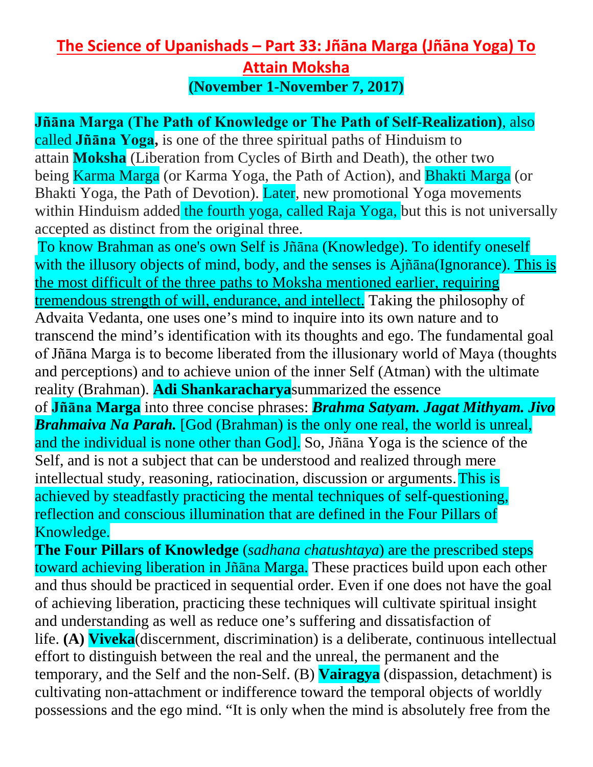# The Science of Upanishads – Part 33: Jñāna Marga (Jñāna Yoga) To Attain Moksha

**(November 1-November 7, 2017)**

**Jñāna Marga (The Path of Knowledge or The Path of Self-Realization)**, also called **Jñāna Yoga,** is one of the three spiritual paths of Hinduism to attain **Moksha** (Liberation from Cycles of Birth and Death), the other two being Karma Marga (or Karma Yoga, the Path of Action), and Bhakti Marga (or Bhakti Yoga, the Path of Devotion). Later, new promotional Yoga movements within Hinduism added the fourth yoga, called Raja Yoga, but this is not universally accepted as distinct from the original three.

To know Brahman as one's own Self is Jñāna (Knowledge). To identify oneself with the illusory objects of mind, body, and the senses is Ajñāna(Ignorance). <u>This is the most difficult of the three paths to Moksha mentioned earlier, requiring tremendous strength of will, endurance, and intellect.</u> Taking the philosophy of Advaita Vedanta, one uses one's mind to inquire into its own nature and to transcend the mind's identification with its thoughts and ego. The fundamental goal of Jñāna Marga is to become liberated from the illusionary world of Maya (thoughts and perceptions) and to achieve union of the inner Self (Atman) with the ultimate reality (Brahman). **Adi Shankaracharya**summarized the essence of **Jñāna Marga** into three concise phrases: ***Brahma Satyam. Jagat Mithyam. Jivo Brahmaiva Na Parah.*** [God (Brahman) is the only one real, the world is unreal, and the individual is none other than God]. So, Jñāna Yoga is the science of the Self, and is not a subject that can be understood and realized through mere intellectual study, reasoning, ratiocination, discussion or arguments. This is achieved by steadfastly practicing the mental techniques of self-questioning, reflection and conscious illumination that are defined in the Four Pillars of Knowledge.

**The Four Pillars of Knowledge** (*sadhana chatushtaya*) are the prescribed steps toward achieving liberation in Jñāna Marga. These practices build upon each other and thus should be practiced in sequential order. Even if one does not have the goal of achieving liberation, practicing these techniques will cultivate spiritual insight and understanding as well as reduce one's suffering and dissatisfaction of life. **(A) Viveka**(discernment, discrimination) is a deliberate, continuous intellectual effort to distinguish between the real and the unreal, the permanent and the temporary, and the Self and the non-Self. (B) **Vairagya** (dispassion, detachment) is cultivating non-attachment or indifference toward the temporal objects of worldly possessions and the ego mind. "It is only when the mind is absolutely free from the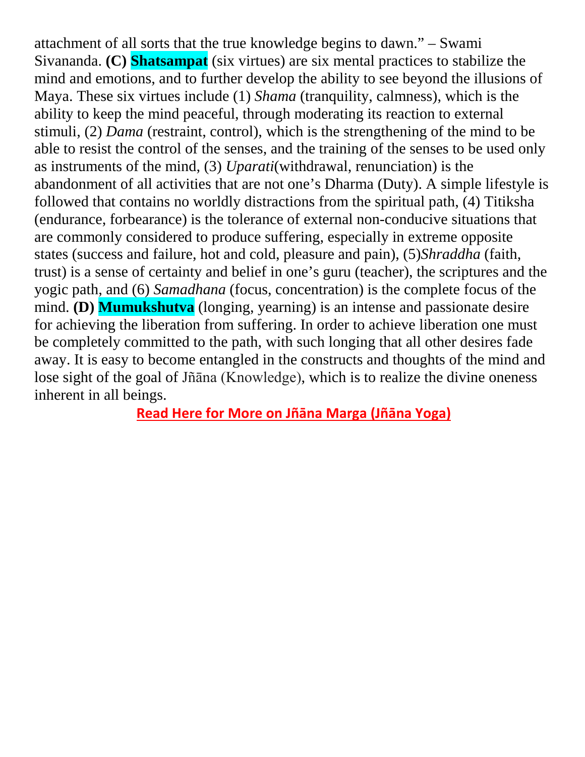attachment of all sorts that the true knowledge begins to dawn." – Swami Sivananda. **(C) Shatsampat** (six virtues) are six mental practices to stabilize the mind and emotions, and to further develop the ability to see beyond the illusions of Maya. These six virtues include (1) *Shama* (tranquility, calmness), which is the ability to keep the mind peaceful, through moderating its reaction to external stimuli, (2) *Dama* (restraint, control), which is the strengthening of the mind to be able to resist the control of the senses, and the training of the senses to be used only as instruments of the mind, (3) *Uparati*(withdrawal, renunciation) is the abandonment of all activities that are not one's Dharma (Duty). A simple lifestyle is followed that contains no worldly distractions from the spiritual path, (4) Titiksha (endurance, forbearance) is the tolerance of external non-conducive situations that are commonly considered to produce suffering, especially in extreme opposite states (success and failure, hot and cold, pleasure and pain), (5)*Shraddha* (faith, trust) is a sense of certainty and belief in one's guru (teacher), the scriptures and the yogic path, and (6) *Samadhana* (focus, concentration) is the complete focus of the mind. **(D) Mumukshutva** (longing, yearning) is an intense and passionate desire for achieving the liberation from suffering. In order to achieve liberation one must be completely committed to the path, with such longing that all other desires fade away. It is easy to become entangled in the constructs and thoughts of the mind and lose sight of the goal of Jñāna (Knowledge), which is to realize the divine oneness inherent in all beings.

**Read Here for More on Jñāna Marga (Jñāna Yoga)**